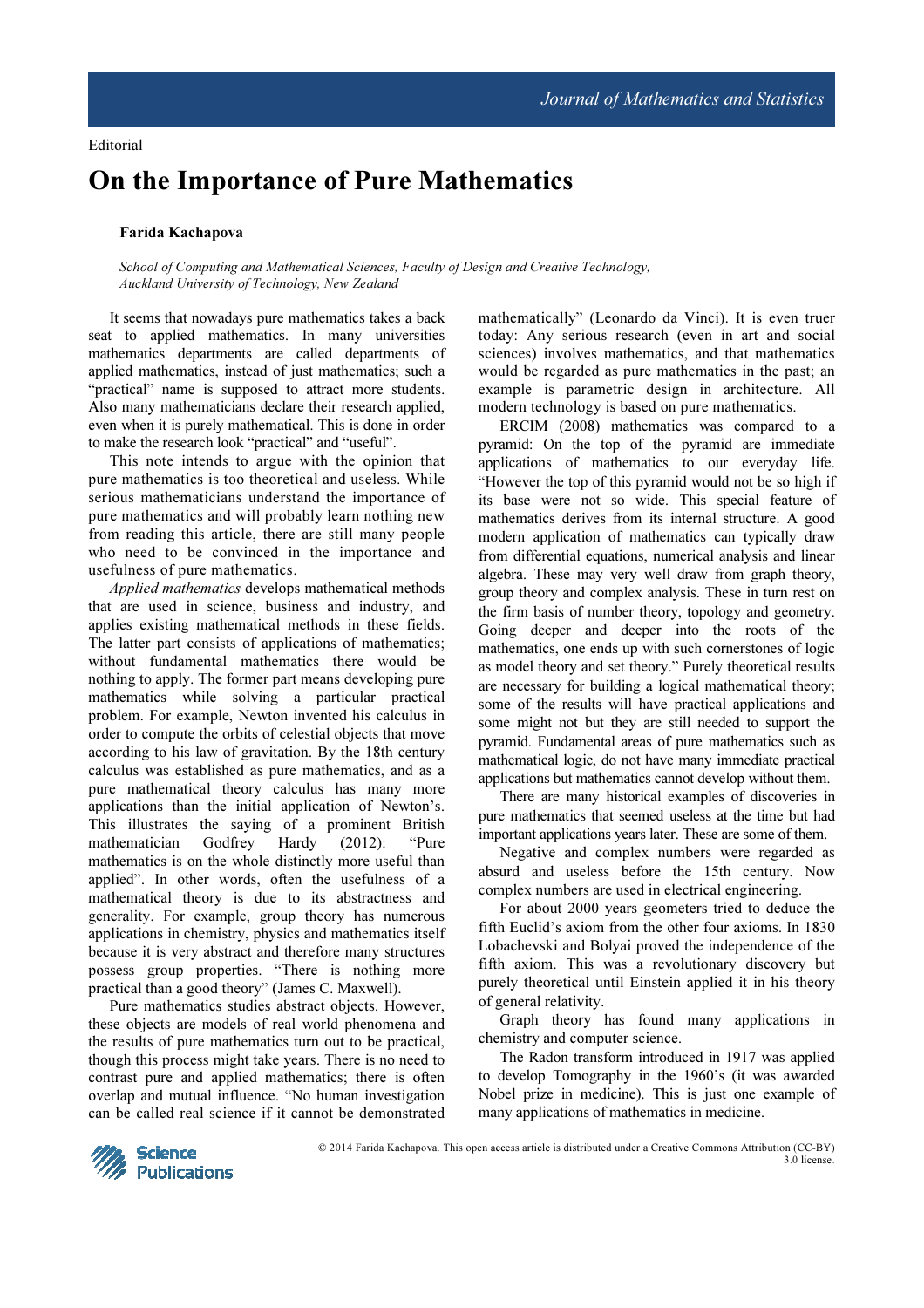Editorial

# On the Importance of Pure Mathematics

**Farida Kachapova**

*School of Computing and Mathematical Sciences, Faculty of Design and Creative Technology, Auckland University of Technology, New Zealand*

It seems that nowadays pure mathematics takes a back seat to applied mathematics. In many universities mathematics departments are called departments of applied mathematics, instead of just mathematics; such a "practical" name is supposed to attract more students. Also many mathematicians declare their research applied, even when it is purely mathematical. This is done in order to make the research look "practical" and "useful".

This note intends to argue with the opinion that pure mathematics is too theoretical and useless. While serious mathematicians understand the importance of pure mathematics and will probably learn nothing new from reading this article, there are still many people who need to be convinced in the importance and usefulness of pure mathematics.

*Applied mathematics* develops mathematical methods that are used in science, business and industry, and applies existing mathematical methods in these fields. The latter part consists of applications of mathematics; without fundamental mathematics there would be nothing to apply. The former part means developing pure mathematics while solving a particular practical problem. For example, Newton invented his calculus in order to compute the orbits of celestial objects that move according to his law of gravitation. By the 18th century calculus was established as pure mathematics, and as a pure mathematical theory calculus has many more applications than the initial application of Newton's. This illustrates the saying of a prominent British mathematician Godfrey Hardy (2012): "Pure mathematics is on the whole distinctly more useful than applied". In other words, often the usefulness of a mathematical theory is due to its abstractness and generality. For example, group theory has numerous applications in chemistry, physics and mathematics itself because it is very abstract and therefore many structures possess group properties. "There is nothing more practical than a good theory" (James C. Maxwell).

Pure mathematics studies abstract objects. However, these objects are models of real world phenomena and the results of pure mathematics turn out to be practical, though this process might take years. There is no need to contrast pure and applied mathematics; there is often overlap and mutual influence. "No human investigation can be called real science if it cannot be demonstrated mathematically" (Leonardo da Vinci). It is even truer today: Any serious research (even in art and social sciences) involves mathematics, and that mathematics would be regarded as pure mathematics in the past; an example is parametric design in architecture. All modern technology is based on pure mathematics.

ERCIM (2008) mathematics was compared to a pyramid: On the top of the pyramid are immediate applications of mathematics to our everyday life. "However the top of this pyramid would not be so high if its base were not so wide. This special feature of mathematics derives from its internal structure. A good modern application of mathematics can typically draw from differential equations, numerical analysis and linear algebra. These may very well draw from graph theory, group theory and complex analysis. These in turn rest on the firm basis of number theory, topology and geometry. Going deeper and deeper into the roots of the mathematics, one ends up with such cornerstones of logic as model theory and set theory." Purely theoretical results are necessary for building a logical mathematical theory; some of the results will have practical applications and some might not but they are still needed to support the pyramid. Fundamental areas of pure mathematics such as mathematical logic, do not have many immediate practical applications but mathematics cannot develop without them.

There are many historical examples of discoveries in pure mathematics that seemed useless at the time but had important applications years later. These are some of them.

Negative and complex numbers were regarded as absurd and useless before the 15th century. Now complex numbers are used in electrical engineering.

For about 2000 years geometers tried to deduce the fifth Euclid's axiom from the other four axioms. In 1830 Lobachevski and Bolyai proved the independence of the fifth axiom. This was a revolutionary discovery but purely theoretical until Einstein applied it in his theory of general relativity.

Graph theory has found many applications in chemistry and computer science.

The Radon transform introduced in 1917 was applied to develop Tomography in the 1960's (it was awarded Nobel prize in medicine). This is just one example of many applications of mathematics in medicine.

© 2014 Farida Kachapova. This open access article is distributed under a Creative Commons Attribution (CC-BY) 3.0 license.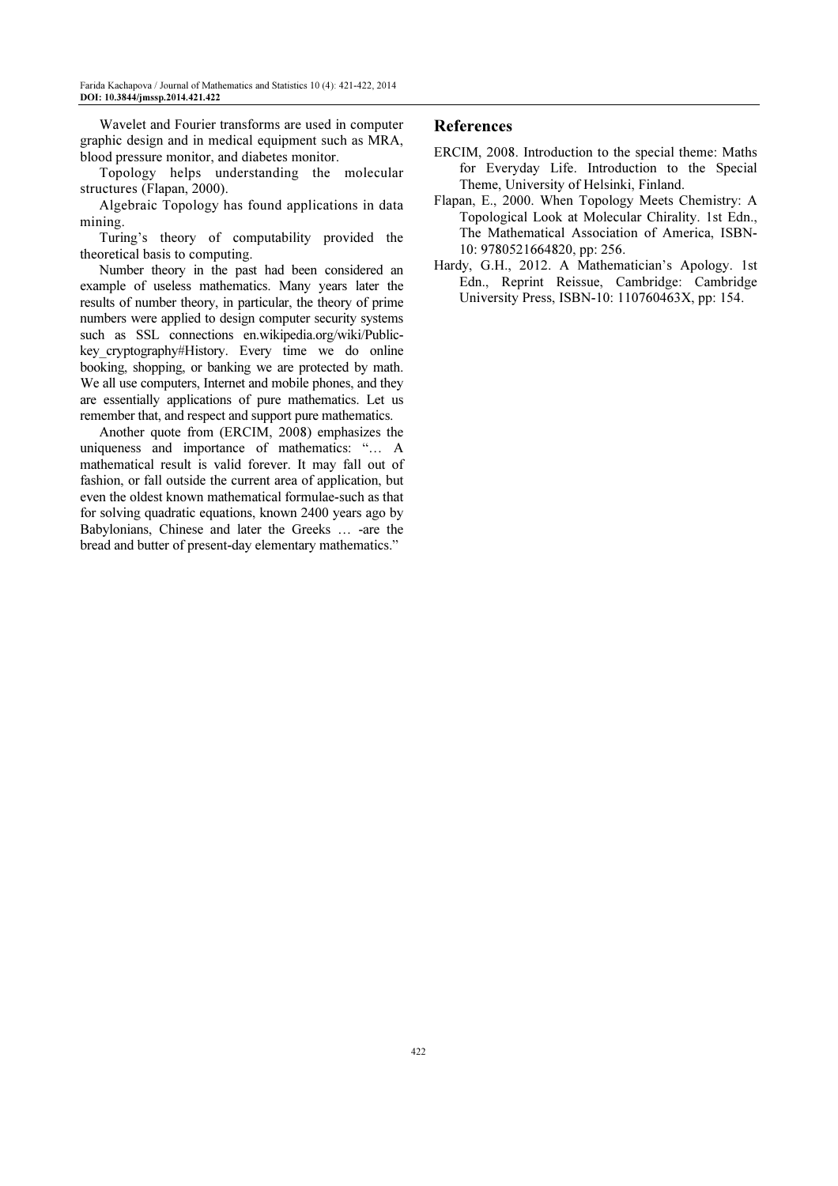Wavelet and Fourier transforms are used in computer graphic design and in medical equipment such as MRA, blood pressure monitor, and diabetes monitor.

Topology helps understanding the molecular structures (Flapan, 2000).

Algebraic Topology has found applications in data mining.

Turing's theory of computability provided the theoretical basis to computing.

Number theory in the past had been considered an example of useless mathematics. Many years later the results of number theory, in particular, the theory of prime numbers were applied to design computer security systems such as SSL connections en.wikipedia.org/wiki/Public-key_cryptography#History. Every time we do online booking, shopping, or banking we are protected by math. We all use computers, Internet and mobile phones, and they are essentially applications of pure mathematics. Let us remember that, and respect and support pure mathematics.

Another quote from (ERCIM, 2008) emphasizes the uniqueness and importance of mathematics: "… A mathematical result is valid forever. It may fall out of fashion, or fall outside the current area of application, but even the oldest known mathematical formulae-such as that for solving quadratic equations, known 2400 years ago by Babylonians, Chinese and later the Greeks … -are the bread and butter of present-day elementary mathematics."

## References

ERCIM, 2008. Introduction to the special theme: Maths for Everyday Life. Introduction to the Special Theme, University of Helsinki, Finland.

Flapan, E., 2000. When Topology Meets Chemistry: A Topological Look at Molecular Chirality. 1st Edn., The Mathematical Association of America, ISBN-10: 9780521664820, pp: 256.

Hardy, G.H., 2012. A Mathematician's Apology. 1st Edn., Reprint Reissue, Cambridge: Cambridge University Press, ISBN-10: 110760463X, pp: 154.